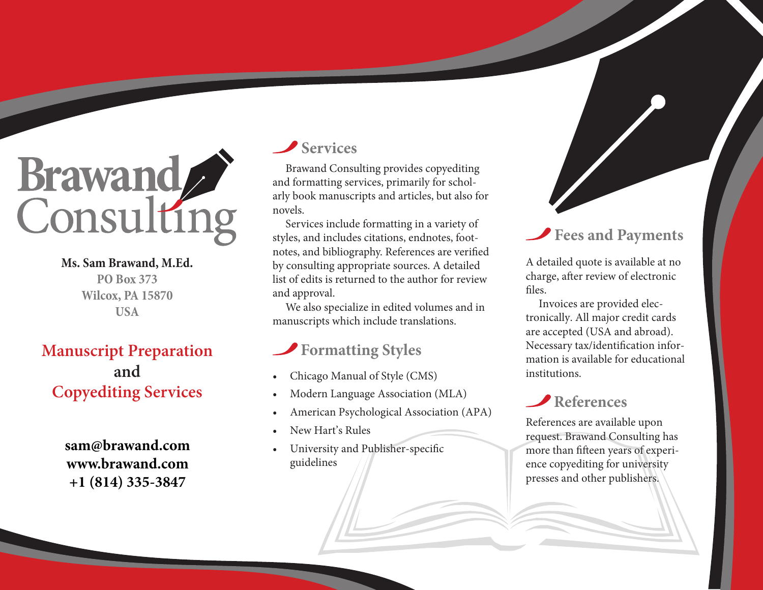# Brawand Consulting

**Ms. Sam Brawand, M.Ed.**
**PO Box 373**
**Wilcox, PA 15870**
**USA**

## Manuscript Preparation and Copyediting Services

**sam@brawand.com**
**www.brawand.com**
**+1 (814) 335-3847**

## Services

Brawand Consulting provides copyediting and formatting services, primarily for scholarly book manuscripts and articles, but also for novels.

Services include formatting in a variety of styles, and includes citations, endnotes, footnotes, and bibliography. References are verified by consulting appropriate sources. A detailed list of edits is returned to the author for review and approval.

We also specialize in edited volumes and in manuscripts which include translations.

## Formatting Styles

- Chicago Manual of Style (CMS)
- Modern Language Association (MLA)
- American Psychological Association (APA)
- New Hart's Rules
- University and Publisher-specific guidelines

## Fees and Payments

A detailed quote is available at no charge, after review of electronic files.

Invoices are provided electronically. All major credit cards are accepted (USA and abroad). Necessary tax/identification information is available for educational institutions.

## References

References are available upon request. Brawand Consulting has more than fifteen years of experience copyediting for university presses and other publishers.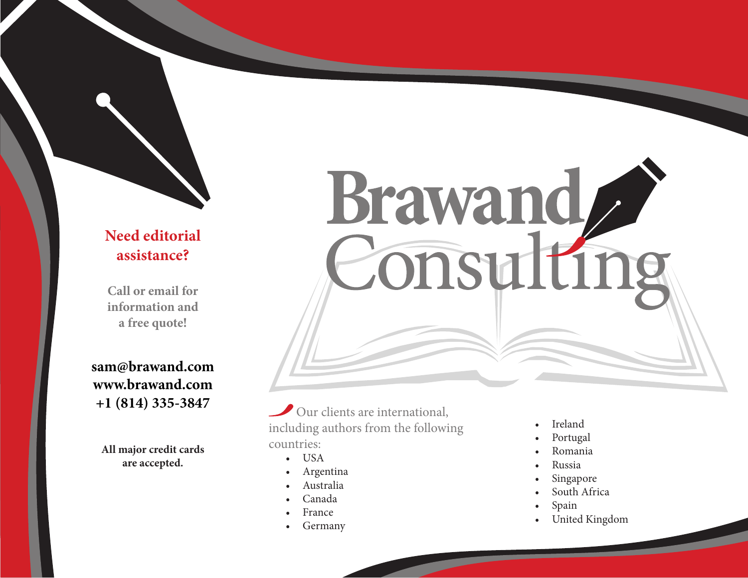# Brawand Consulting

## Need editorial assistance?

Call or email for information and a free quote!

**sam@brawand.com**
**www.brawand.com**
**+1 (814) 335-3847**

**All major credit cards are accepted.**

Our clients are international, including authors from the following countries:

- USA
- Argentina
- Australia
- Canada
- France
- Germany
- Ireland
- Portugal
- Romania
- Russia
- Singapore
- South Africa
- Spain
- United Kingdom